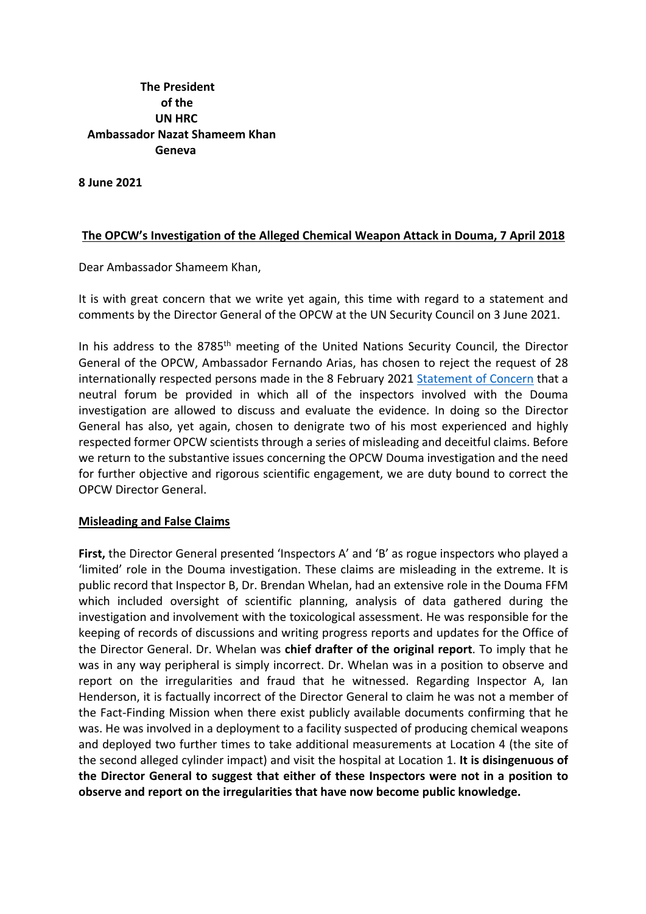**The President**
**of the**
**UN HRC**
**Ambassador Nazat Shameem Khan**
**Geneva**

**8 June 2021**

**<u>The OPCW's Investigation of the Alleged Chemical Weapon Attack in Douma, 7 April 2018</u>**

Dear Ambassador Shameem Khan,

It is with great concern that we write yet again, this time with regard to a statement and comments by the Director General of the OPCW at the UN Security Council on 3 June 2021.

In his address to the 8785th meeting of the United Nations Security Council, the Director General of the OPCW, Ambassador Fernando Arias, has chosen to reject the request of 28 internationally respected persons made in the 8 February 2021 Statement of Concern that a neutral forum be provided in which all of the inspectors involved with the Douma investigation are allowed to discuss and evaluate the evidence. In doing so the Director General has also, yet again, chosen to denigrate two of his most experienced and highly respected former OPCW scientists through a series of misleading and deceitful claims. Before we return to the substantive issues concerning the OPCW Douma investigation and the need for further objective and rigorous scientific engagement, we are duty bound to correct the OPCW Director General.

**<u>Misleading and False Claims</u>**

**First,** the Director General presented 'Inspectors A' and 'B' as rogue inspectors who played a 'limited' role in the Douma investigation. These claims are misleading in the extreme. It is public record that Inspector B, Dr. Brendan Whelan, had an extensive role in the Douma FFM which included oversight of scientific planning, analysis of data gathered during the investigation and involvement with the toxicological assessment. He was responsible for the keeping of records of discussions and writing progress reports and updates for the Office of the Director General. Dr. Whelan was **chief drafter of the original report**. To imply that he was in any way peripheral is simply incorrect. Dr. Whelan was in a position to observe and report on the irregularities and fraud that he witnessed. Regarding Inspector A, Ian Henderson, it is factually incorrect of the Director General to claim he was not a member of the Fact-Finding Mission when there exist publicly available documents confirming that he was. He was involved in a deployment to a facility suspected of producing chemical weapons and deployed two further times to take additional measurements at Location 4 (the site of the second alleged cylinder impact) and visit the hospital at Location 1. **It is disingenuous of the Director General to suggest that either of these Inspectors were not in a position to observe and report on the irregularities that have now become public knowledge.**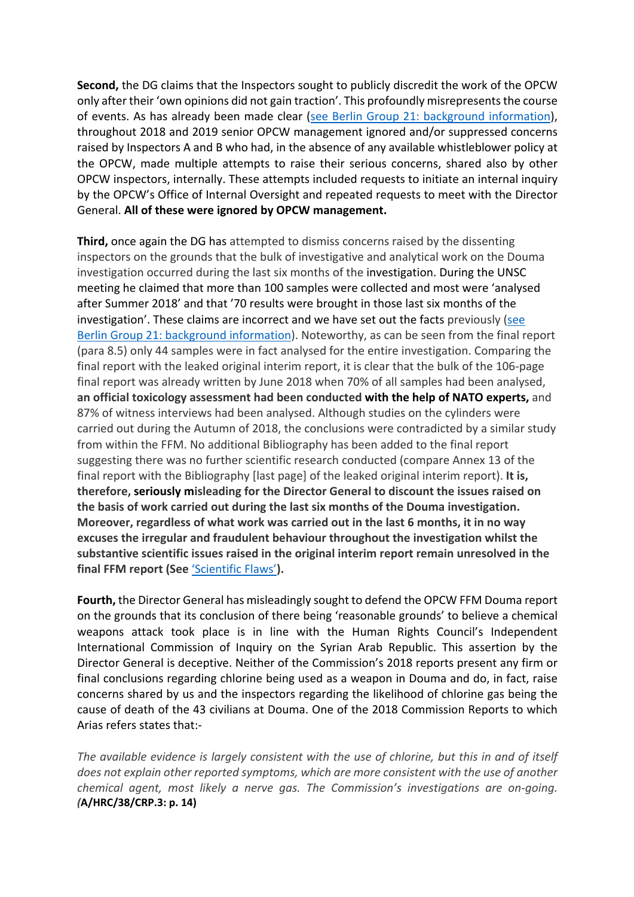**Second,** the DG claims that the Inspectors sought to publicly discredit the work of the OPCW only after their 'own opinions did not gain traction'. This profoundly misrepresents the course of events. As has already been made clear (see Berlin Group 21: background information), throughout 2018 and 2019 senior OPCW management ignored and/or suppressed concerns raised by Inspectors A and B who had, in the absence of any available whistleblower policy at the OPCW, made multiple attempts to raise their serious concerns, shared also by other OPCW inspectors, internally. These attempts included requests to initiate an internal inquiry by the OPCW's Office of Internal Oversight and repeated requests to meet with the Director General. **All of these were ignored by OPCW management.**

**Third,** once again the DG has attempted to dismiss concerns raised by the dissenting inspectors on the grounds that the bulk of investigative and analytical work on the Douma investigation occurred during the last six months of the investigation. During the UNSC meeting he claimed that more than 100 samples were collected and most were 'analysed after Summer 2018' and that '70 results were brought in those last six months of the investigation'. These claims are incorrect and we have set out the facts previously (see Berlin Group 21: background information). Noteworthy, as can be seen from the final report (para 8.5) only 44 samples were in fact analysed for the entire investigation. Comparing the final report with the leaked original interim report, it is clear that the bulk of the 106-page final report was already written by June 2018 when 70% of all samples had been analysed, **an official toxicology assessment had been conducted with the help of NATO experts,** and 87% of witness interviews had been analysed. Although studies on the cylinders were carried out during the Autumn of 2018, the conclusions were contradicted by a similar study from within the FFM. No additional Bibliography has been added to the final report suggesting there was no further scientific research conducted (compare Annex 13 of the final report with the Bibliography [last page] of the leaked original interim report). **It is, therefore, seriously misleading for the Director General to discount the issues raised on the basis of work carried out during the last six months of the Douma investigation. Moreover, regardless of what work was carried out in the last 6 months, it in no way excuses the irregular and fraudulent behaviour throughout the investigation whilst the substantive scientific issues raised in the original interim report remain unresolved in the final FFM report (See 'Scientific Flaws').**

**Fourth,** the Director General has misleadingly sought to defend the OPCW FFM Douma report on the grounds that its conclusion of there being 'reasonable grounds' to believe a chemical weapons attack took place is in line with the Human Rights Council's Independent International Commission of Inquiry on the Syrian Arab Republic. This assertion by the Director General is deceptive. Neither of the Commission's 2018 reports present any firm or final conclusions regarding chlorine being used as a weapon in Douma and do, in fact, raise concerns shared by us and the inspectors regarding the likelihood of chlorine gas being the cause of death of the 43 civilians at Douma. One of the 2018 Commission Reports to which Arias refers states that:-

*The available evidence is largely consistent with the use of chlorine, but this in and of itself does not explain other reported symptoms, which are more consistent with the use of another chemical agent, most likely a nerve gas. The Commission's investigations are on-going. (***A/HRC/38/CRP.3: p. 14)**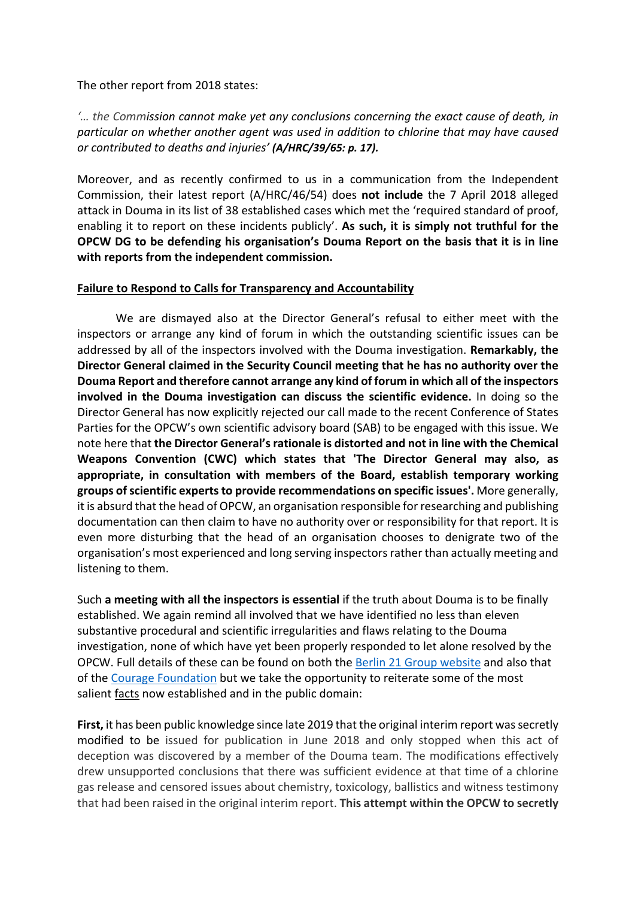The other report from 2018 states:

*'… the Commission cannot make yet any conclusions concerning the exact cause of death, in particular on whether another agent was used in addition to chlorine that may have caused or contributed to deaths and injuries'* ***(A/HRC/39/65: p. 17).***

Moreover, and as recently confirmed to us in a communication from the Independent Commission, their latest report (A/HRC/46/54) does **not include** the 7 April 2018 alleged attack in Douma in its list of 38 established cases which met the 'required standard of proof, enabling it to report on these incidents publicly'. **As such, it is simply not truthful for the OPCW DG to be defending his organisation's Douma Report on the basis that it is in line with reports from the independent commission.**

## Failure to Respond to Calls for Transparency and Accountability

We are dismayed also at the Director General's refusal to either meet with the inspectors or arrange any kind of forum in which the outstanding scientific issues can be addressed by all of the inspectors involved with the Douma investigation. **Remarkably, the Director General claimed in the Security Council meeting that he has no authority over the Douma Report and therefore cannot arrange any kind of forum in which all of the inspectors involved in the Douma investigation can discuss the scientific evidence.** In doing so the Director General has now explicitly rejected our call made to the recent Conference of States Parties for the OPCW's own scientific advisory board (SAB) to be engaged with this issue. We note here that **the Director General's rationale is distorted and not in line with the Chemical Weapons Convention (CWC) which states that 'The Director General may also, as appropriate, in consultation with members of the Board, establish temporary working groups of scientific experts to provide recommendations on specific issues'.** More generally, it is absurd that the head of OPCW, an organisation responsible for researching and publishing documentation can then claim to have no authority over or responsibility for that report. It is even more disturbing that the head of an organisation chooses to denigrate two of the organisation's most experienced and long serving inspectors rather than actually meeting and listening to them.

Such **a meeting with all the inspectors is essential** if the truth about Douma is to be finally established. We again remind all involved that we have identified no less than eleven substantive procedural and scientific irregularities and flaws relating to the Douma investigation, none of which have yet been properly responded to let alone resolved by the OPCW. Full details of these can be found on both the [Berlin 21 Group website]() and also that of the [Courage Foundation]() but we take the opportunity to reiterate some of the most salient facts now established and in the public domain:

**First,** it has been public knowledge since late 2019 that the original interim report was secretly modified to be issued for publication in June 2018 and only stopped when this act of deception was discovered by a member of the Douma team. The modifications effectively drew unsupported conclusions that there was sufficient evidence at that time of a chlorine gas release and censored issues about chemistry, toxicology, ballistics and witness testimony that had been raised in the original interim report. **This attempt within the OPCW to secretly**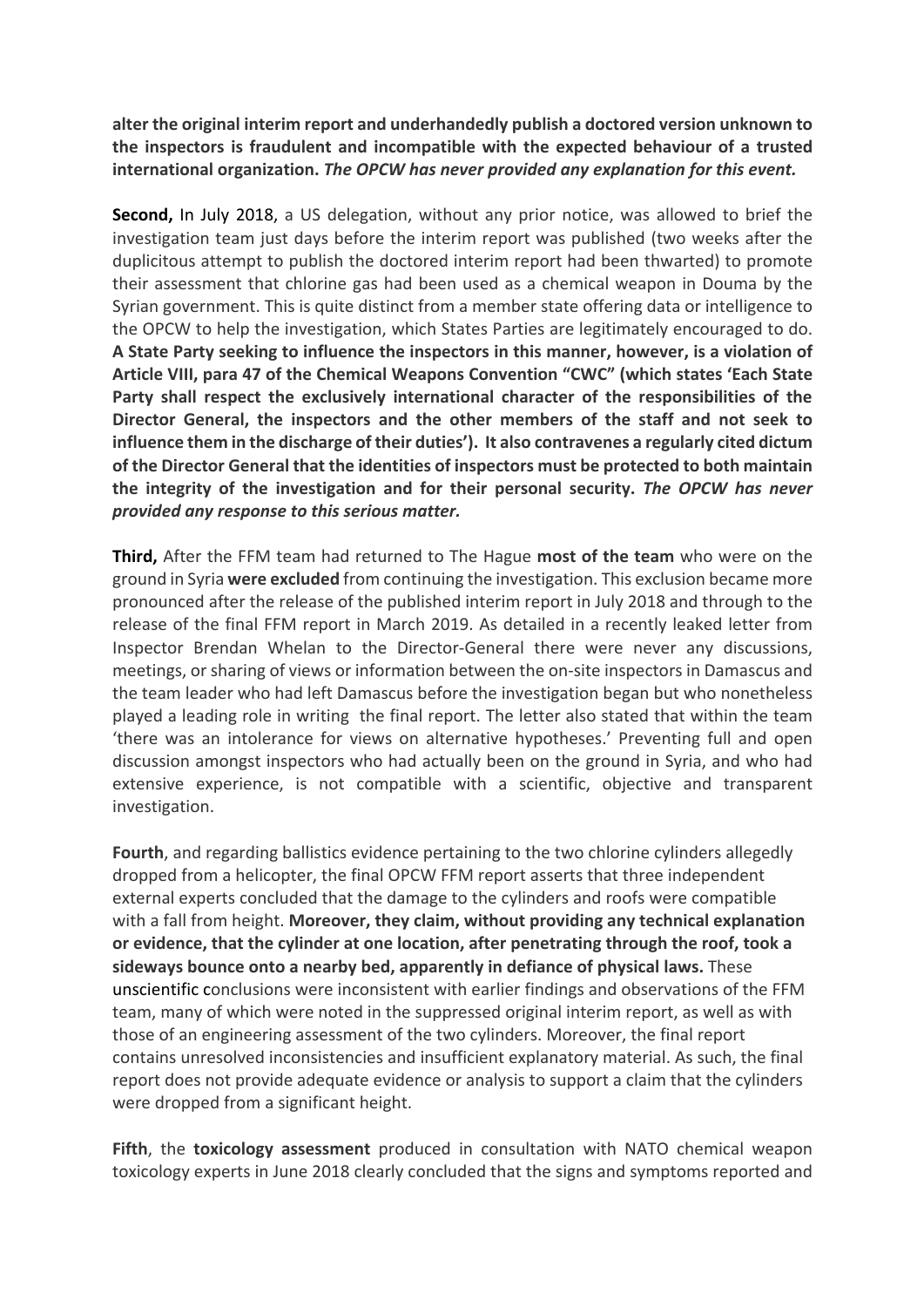**alter the original interim report and underhandedly publish a doctored version unknown to the inspectors is fraudulent and incompatible with the expected behaviour of a trusted international organization.** ***The OPCW has never provided any explanation for this event.***

**Second,** In July 2018, a US delegation, without any prior notice, was allowed to brief the investigation team just days before the interim report was published (two weeks after the duplicitous attempt to publish the doctored interim report had been thwarted) to promote their assessment that chlorine gas had been used as a chemical weapon in Douma by the Syrian government. This is quite distinct from a member state offering data or intelligence to the OPCW to help the investigation, which States Parties are legitimately encouraged to do. **A State Party seeking to influence the inspectors in this manner, however, is a violation of Article VIII, para 47 of the Chemical Weapons Convention "CWC" (which states 'Each State Party shall respect the exclusively international character of the responsibilities of the Director General, the inspectors and the other members of the staff and not seek to influence them in the discharge of their duties'). It also contravenes a regularly cited dictum of the Director General that the identities of inspectors must be protected to both maintain the integrity of the investigation and for their personal security.** ***The OPCW has never provided any response to this serious matter.***

**Third,** After the FFM team had returned to The Hague **most of the team** who were on the ground in Syria **were excluded** from continuing the investigation. This exclusion became more pronounced after the release of the published interim report in July 2018 and through to the release of the final FFM report in March 2019. As detailed in a recently leaked letter from Inspector Brendan Whelan to the Director-General there were never any discussions, meetings, or sharing of views or information between the on-site inspectors in Damascus and the team leader who had left Damascus before the investigation began but who nonetheless played a leading role in writing the final report. The letter also stated that within the team 'there was an intolerance for views on alternative hypotheses.' Preventing full and open discussion amongst inspectors who had actually been on the ground in Syria, and who had extensive experience, is not compatible with a scientific, objective and transparent investigation.

**Fourth**, and regarding ballistics evidence pertaining to the two chlorine cylinders allegedly dropped from a helicopter, the final OPCW FFM report asserts that three independent external experts concluded that the damage to the cylinders and roofs were compatible with a fall from height. **Moreover, they claim, without providing any technical explanation or evidence, that the cylinder at one location, after penetrating through the roof, took a sideways bounce onto a nearby bed, apparently in defiance of physical laws.** These unscientific conclusions were inconsistent with earlier findings and observations of the FFM team, many of which were noted in the suppressed original interim report, as well as with those of an engineering assessment of the two cylinders. Moreover, the final report contains unresolved inconsistencies and insufficient explanatory material. As such, the final report does not provide adequate evidence or analysis to support a claim that the cylinders were dropped from a significant height.

**Fifth**, the **toxicology assessment** produced in consultation with NATO chemical weapon toxicology experts in June 2018 clearly concluded that the signs and symptoms reported and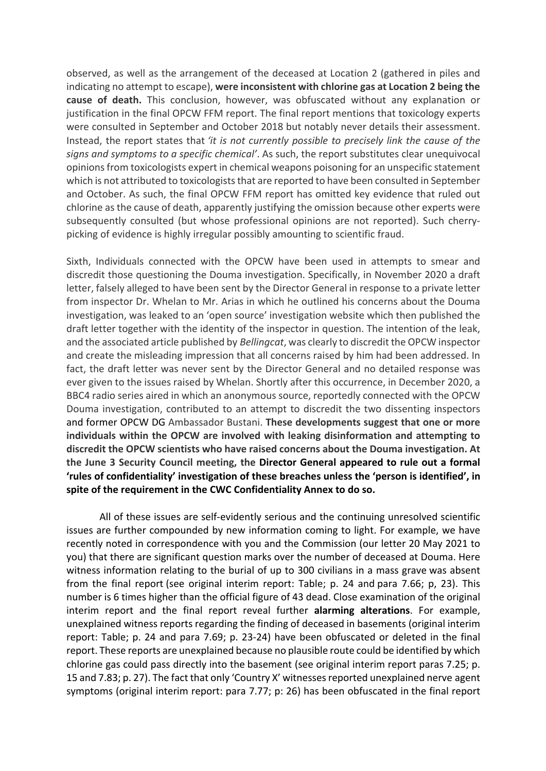observed, as well as the arrangement of the deceased at Location 2 (gathered in piles and indicating no attempt to escape), **were inconsistent with chlorine gas at Location 2 being the cause of death.** This conclusion, however, was obfuscated without any explanation or justification in the final OPCW FFM report. The final report mentions that toxicology experts were consulted in September and October 2018 but notably never details their assessment. Instead, the report states that *'it is not currently possible to precisely link the cause of the signs and symptoms to a specific chemical'*. As such, the report substitutes clear unequivocal opinions from toxicologists expert in chemical weapons poisoning for an unspecific statement which is not attributed to toxicologists that are reported to have been consulted in September and October. As such, the final OPCW FFM report has omitted key evidence that ruled out chlorine as the cause of death, apparently justifying the omission because other experts were subsequently consulted (but whose professional opinions are not reported). Such cherry-picking of evidence is highly irregular possibly amounting to scientific fraud.

Sixth, Individuals connected with the OPCW have been used in attempts to smear and discredit those questioning the Douma investigation. Specifically, in November 2020 a draft letter, falsely alleged to have been sent by the Director General in response to a private letter from inspector Dr. Whelan to Mr. Arias in which he outlined his concerns about the Douma investigation, was leaked to an 'open source' investigation website which then published the draft letter together with the identity of the inspector in question. The intention of the leak, and the associated article published by *Bellingcat*, was clearly to discredit the OPCW inspector and create the misleading impression that all concerns raised by him had been addressed. In fact, the draft letter was never sent by the Director General and no detailed response was ever given to the issues raised by Whelan. Shortly after this occurrence, in December 2020, a BBC4 radio series aired in which an anonymous source, reportedly connected with the OPCW Douma investigation, contributed to an attempt to discredit the two dissenting inspectors and former OPCW DG Ambassador Bustani. **These developments suggest that one or more individuals within the OPCW are involved with leaking disinformation and attempting to discredit the OPCW scientists who have raised concerns about the Douma investigation. At the June 3 Security Council meeting, the Director General appeared to rule out a formal 'rules of confidentiality' investigation of these breaches unless the 'person is identified', in spite of the requirement in the CWC Confidentiality Annex to do so.**

All of these issues are self-evidently serious and the continuing unresolved scientific issues are further compounded by new information coming to light. For example, we have recently noted in correspondence with you and the Commission (our letter 20 May 2021 to you) that there are significant question marks over the number of deceased at Douma. Here witness information relating to the burial of up to 300 civilians in a mass grave was absent from the final report (see original interim report: Table; p. 24 and para 7.66; p, 23). This number is 6 times higher than the official figure of 43 dead. Close examination of the original interim report and the final report reveal further **alarming alterations**. For example, unexplained witness reports regarding the finding of deceased in basements (original interim report: Table; p. 24 and para 7.69; p. 23-24) have been obfuscated or deleted in the final report. These reports are unexplained because no plausible route could be identified by which chlorine gas could pass directly into the basement (see original interim report paras 7.25; p. 15 and 7.83; p. 27). The fact that only 'Country X' witnesses reported unexplained nerve agent symptoms (original interim report: para 7.77; p: 26) has been obfuscated in the final report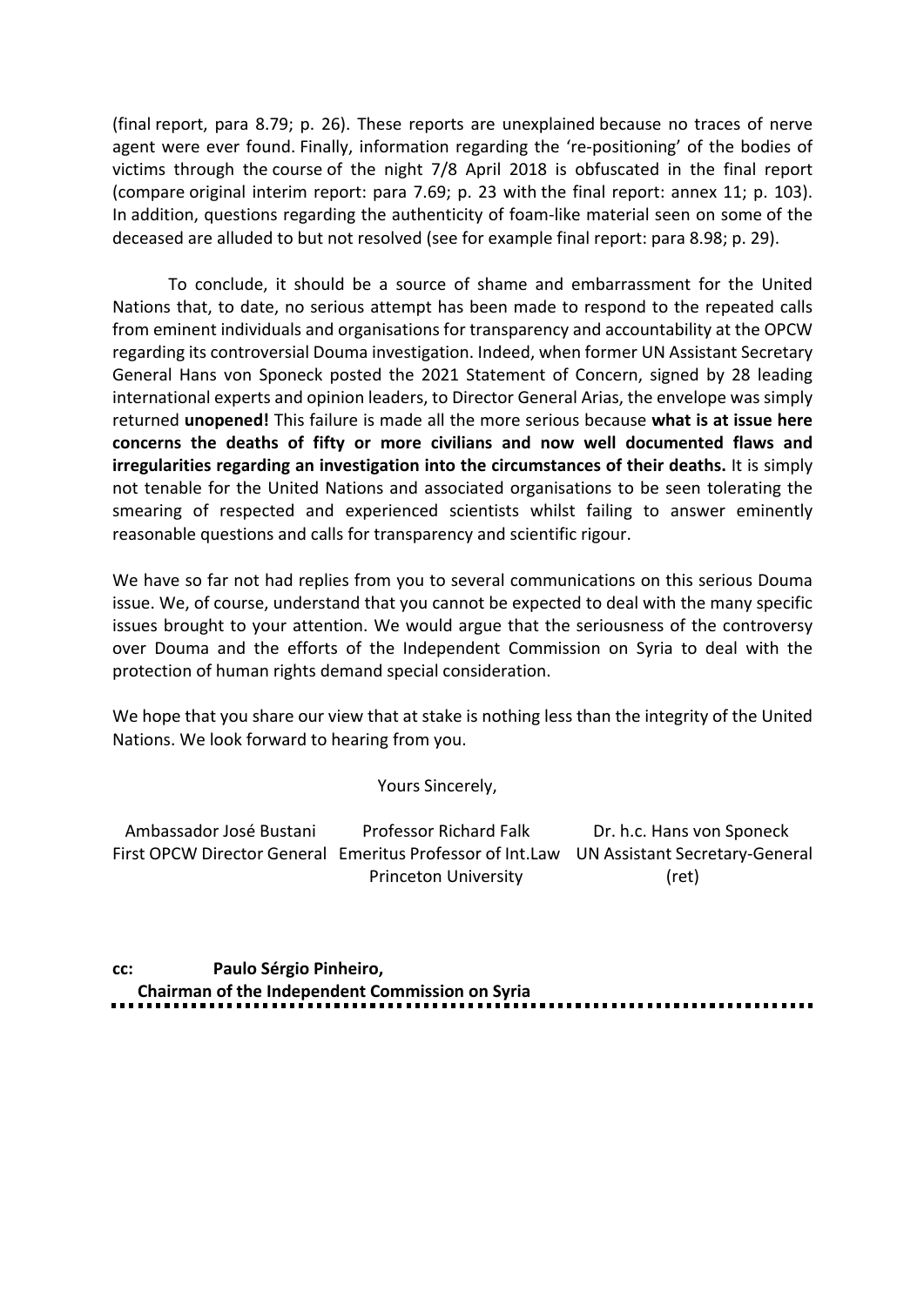(final report, para 8.79; p. 26). These reports are unexplained because no traces of nerve agent were ever found. Finally, information regarding the 're-positioning' of the bodies of victims through the course of the night 7/8 April 2018 is obfuscated in the final report (compare original interim report: para 7.69; p. 23 with the final report: annex 11; p. 103). In addition, questions regarding the authenticity of foam-like material seen on some of the deceased are alluded to but not resolved (see for example final report: para 8.98; p. 29).

To conclude, it should be a source of shame and embarrassment for the United Nations that, to date, no serious attempt has been made to respond to the repeated calls from eminent individuals and organisations for transparency and accountability at the OPCW regarding its controversial Douma investigation. Indeed, when former UN Assistant Secretary General Hans von Sponeck posted the 2021 Statement of Concern, signed by 28 leading international experts and opinion leaders, to Director General Arias, the envelope was simply returned **unopened!** This failure is made all the more serious because **what is at issue here concerns the deaths of fifty or more civilians and now well documented flaws and irregularities regarding an investigation into the circumstances of their deaths.** It is simply not tenable for the United Nations and associated organisations to be seen tolerating the smearing of respected and experienced scientists whilst failing to answer eminently reasonable questions and calls for transparency and scientific rigour.

We have so far not had replies from you to several communications on this serious Douma issue. We, of course, understand that you cannot be expected to deal with the many specific issues brought to your attention. We would argue that the seriousness of the controversy over Douma and the efforts of the Independent Commission on Syria to deal with the protection of human rights demand special consideration.

We hope that you share our view that at stake is nothing less than the integrity of the United Nations. We look forward to hearing from you.

Yours Sincerely,

Ambassador José Bustani
First OPCW Director General

Professor Richard Falk
Emeritus Professor of Int.Law
Princeton University

Dr. h.c. Hans von Sponeck
UN Assistant Secretary-General (ret)

**cc: Paulo Sérgio Pinheiro,**
**Chairman of the Independent Commission on Syria**